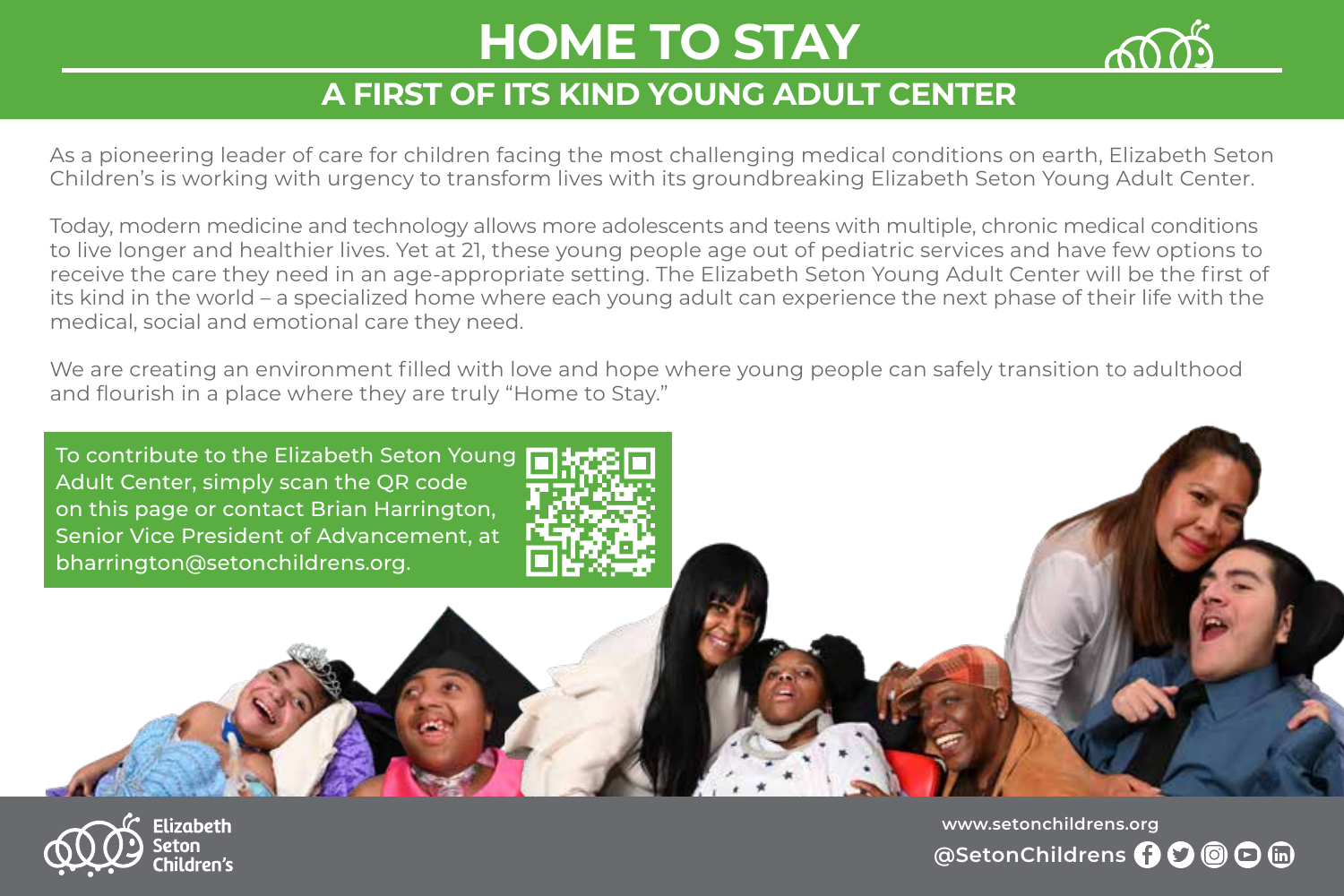# HOME TO STAY

## A FIRST OF ITS KIND YOUNG ADULT CENTER

As a pioneering leader of care for children facing the most challenging medical conditions on earth, Elizabeth Seton Children's is working with urgency to transform lives with its groundbreaking Elizabeth Seton Young Adult Center.

Today, modern medicine and technology allows more adolescents and teens with multiple, chronic medical conditions to live longer and healthier lives. Yet at 21, these young people age out of pediatric services and have few options to receive the care they need in an age-appropriate setting. The Elizabeth Seton Young Adult Center will be the first of its kind in the world – a specialized home where each young adult can experience the next phase of their life with the medical, social and emotional care they need.

We are creating an environment filled with love and hope where young people can safely transition to adulthood and flourish in a place where they are truly "Home to Stay."

To contribute to the Elizabeth Seton Young Adult Center, simply scan the QR code on this page or contact Brian Harrington, Senior Vice President of Advancement, at bharrington@setonchildrens.org.

Elizabeth Seton Children's

www.setonchildrens.org

@SetonChildrens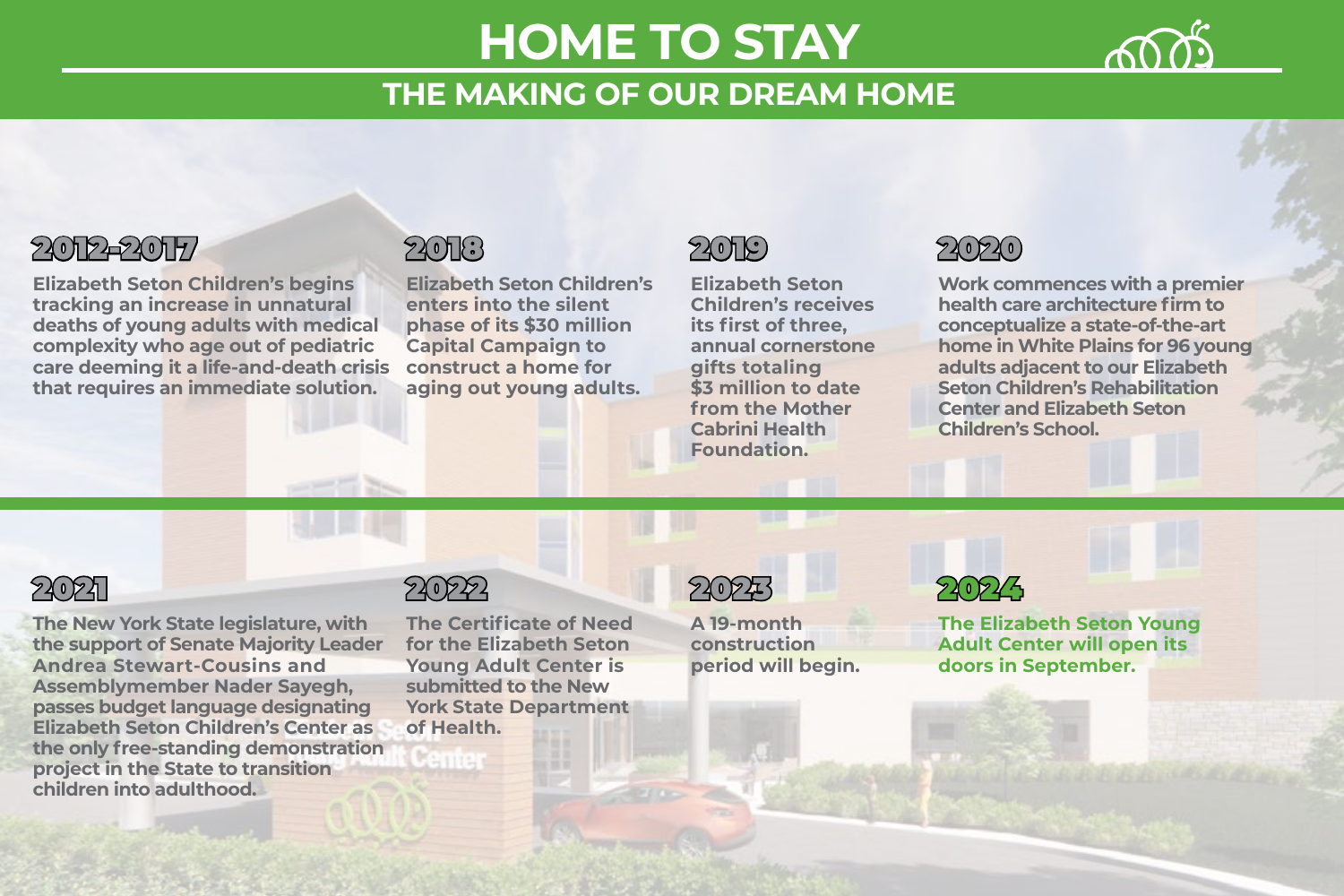# HOME TO STAY

## THE MAKING OF OUR DREAM HOME

### 2012-2017

Elizabeth Seton Children's begins tracking an increase in unnatural deaths of young adults with medical complexity who age out of pediatric care deeming it a life-and-death crisis that requires an immediate solution.

### 2018

Elizabeth Seton Children's enters into the silent phase of its $30 million Capital Campaign to construct a home for aging out young adults.

### 2019

Elizabeth Seton Children's receives its first of three, annual cornerstone gifts totaling $3 million to date from the Mother Cabrini Health Foundation.

### 2020

Work commences with a premier health care architecture firm to conceptualize a state-of-the-art home in White Plains for 96 young adults adjacent to our Elizabeth Seton Children's Rehabilitation Center and Elizabeth Seton Children's School.

### 2021

The New York State legislature, with the support of Senate Majority Leader Andrea Stewart-Cousins and Assemblymember Nader Sayegh, passes budget language designating Elizabeth Seton Children's Center as the only free-standing demonstration project in the State to transition children into adulthood.

### 2022

The Certificate of Need for the Elizabeth Seton Young Adult Center is submitted to the New York State Department of Health.

### 2023

A 19-month construction period will begin.

### 2024

The Elizabeth Seton Young Adult Center will open its doors in September.